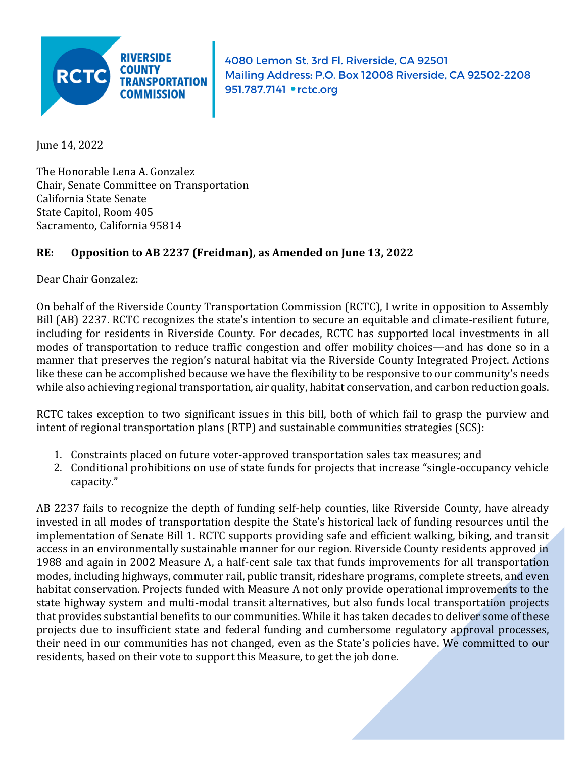RIVERSIDE COUNTY TRANSPORTATION COMMISSION

4080 Lemon St. 3rd Fl. Riverside, CA 92501
Mailing Address: P.O. Box 12008 Riverside, CA 92502-2208
951.787.7141 • rctc.org

June 14, 2022

The Honorable Lena A. Gonzalez
Chair, Senate Committee on Transportation
California State Senate
State Capitol, Room 405
Sacramento, California 95814

**RE: Opposition to AB 2237 (Freidman), as Amended on June 13, 2022**

Dear Chair Gonzalez:

On behalf of the Riverside County Transportation Commission (RCTC), I write in opposition to Assembly Bill (AB) 2237. RCTC recognizes the state's intention to secure an equitable and climate-resilient future, including for residents in Riverside County. For decades, RCTC has supported local investments in all modes of transportation to reduce traffic congestion and offer mobility choices—and has done so in a manner that preserves the region's natural habitat via the Riverside County Integrated Project. Actions like these can be accomplished because we have the flexibility to be responsive to our community's needs while also achieving regional transportation, air quality, habitat conservation, and carbon reduction goals.

RCTC takes exception to two significant issues in this bill, both of which fail to grasp the purview and intent of regional transportation plans (RTP) and sustainable communities strategies (SCS):

1. Constraints placed on future voter-approved transportation sales tax measures; and
2. Conditional prohibitions on use of state funds for projects that increase "single-occupancy vehicle capacity."

AB 2237 fails to recognize the depth of funding self-help counties, like Riverside County, have already invested in all modes of transportation despite the State's historical lack of funding resources until the implementation of Senate Bill 1. RCTC supports providing safe and efficient walking, biking, and transit access in an environmentally sustainable manner for our region. Riverside County residents approved in 1988 and again in 2002 Measure A, a half-cent sale tax that funds improvements for all transportation modes, including highways, commuter rail, public transit, rideshare programs, complete streets, and even habitat conservation. Projects funded with Measure A not only provide operational improvements to the state highway system and multi-modal transit alternatives, but also funds local transportation projects that provides substantial benefits to our communities. While it has taken decades to deliver some of these projects due to insufficient state and federal funding and cumbersome regulatory approval processes, their need in our communities has not changed, even as the State's policies have. We committed to our residents, based on their vote to support this Measure, to get the job done.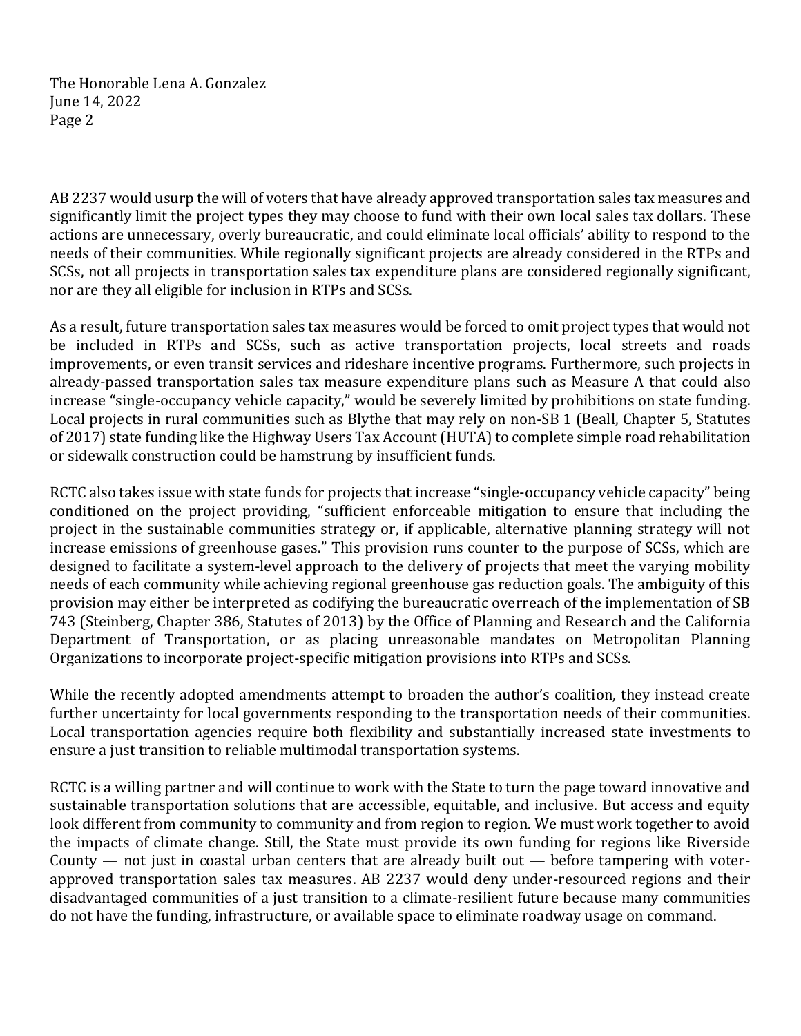AB 2237 would usurp the will of voters that have already approved transportation sales tax measures and significantly limit the project types they may choose to fund with their own local sales tax dollars. These actions are unnecessary, overly bureaucratic, and could eliminate local officials' ability to respond to the needs of their communities. While regionally significant projects are already considered in the RTPs and SCSs, not all projects in transportation sales tax expenditure plans are considered regionally significant, nor are they all eligible for inclusion in RTPs and SCSs.

As a result, future transportation sales tax measures would be forced to omit project types that would not be included in RTPs and SCSs, such as active transportation projects, local streets and roads improvements, or even transit services and rideshare incentive programs. Furthermore, such projects in already-passed transportation sales tax measure expenditure plans such as Measure A that could also increase "single-occupancy vehicle capacity," would be severely limited by prohibitions on state funding. Local projects in rural communities such as Blythe that may rely on non-SB 1 (Beall, Chapter 5, Statutes of 2017) state funding like the Highway Users Tax Account (HUTA) to complete simple road rehabilitation or sidewalk construction could be hamstrung by insufficient funds.

RCTC also takes issue with state funds for projects that increase "single-occupancy vehicle capacity" being conditioned on the project providing, "sufficient enforceable mitigation to ensure that including the project in the sustainable communities strategy or, if applicable, alternative planning strategy will not increase emissions of greenhouse gases." This provision runs counter to the purpose of SCSs, which are designed to facilitate a system-level approach to the delivery of projects that meet the varying mobility needs of each community while achieving regional greenhouse gas reduction goals. The ambiguity of this provision may either be interpreted as codifying the bureaucratic overreach of the implementation of SB 743 (Steinberg, Chapter 386, Statutes of 2013) by the Office of Planning and Research and the California Department of Transportation, or as placing unreasonable mandates on Metropolitan Planning Organizations to incorporate project-specific mitigation provisions into RTPs and SCSs.

While the recently adopted amendments attempt to broaden the author's coalition, they instead create further uncertainty for local governments responding to the transportation needs of their communities. Local transportation agencies require both flexibility and substantially increased state investments to ensure a just transition to reliable multimodal transportation systems.

RCTC is a willing partner and will continue to work with the State to turn the page toward innovative and sustainable transportation solutions that are accessible, equitable, and inclusive. But access and equity look different from community to community and from region to region. We must work together to avoid the impacts of climate change. Still, the State must provide its own funding for regions like Riverside County — not just in coastal urban centers that are already built out — before tampering with voter-approved transportation sales tax measures. AB 2237 would deny under-resourced regions and their disadvantaged communities of a just transition to a climate-resilient future because many communities do not have the funding, infrastructure, or available space to eliminate roadway usage on command.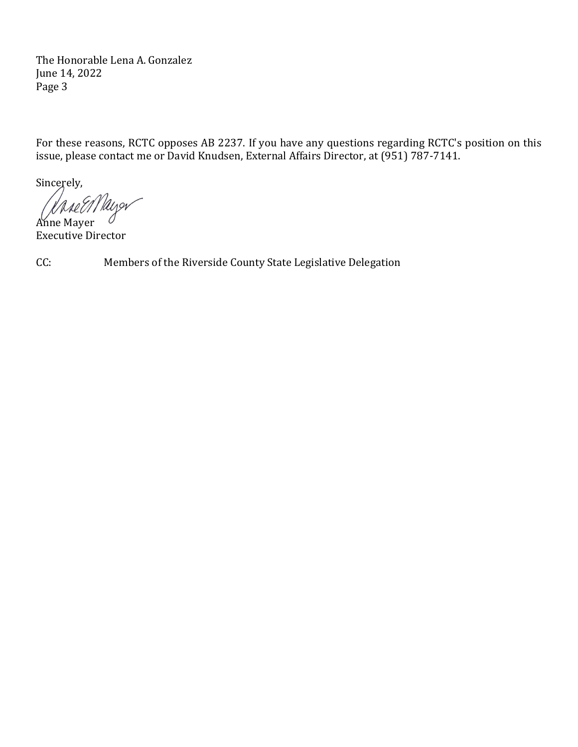For these reasons, RCTC opposes AB 2237. If you have any questions regarding RCTC's position on this issue, please contact me or David Knudsen, External Affairs Director, at (951) 787-7141.

Sincerely,

Anne Mayer
Executive Director

CC: Members of the Riverside County State Legislative Delegation